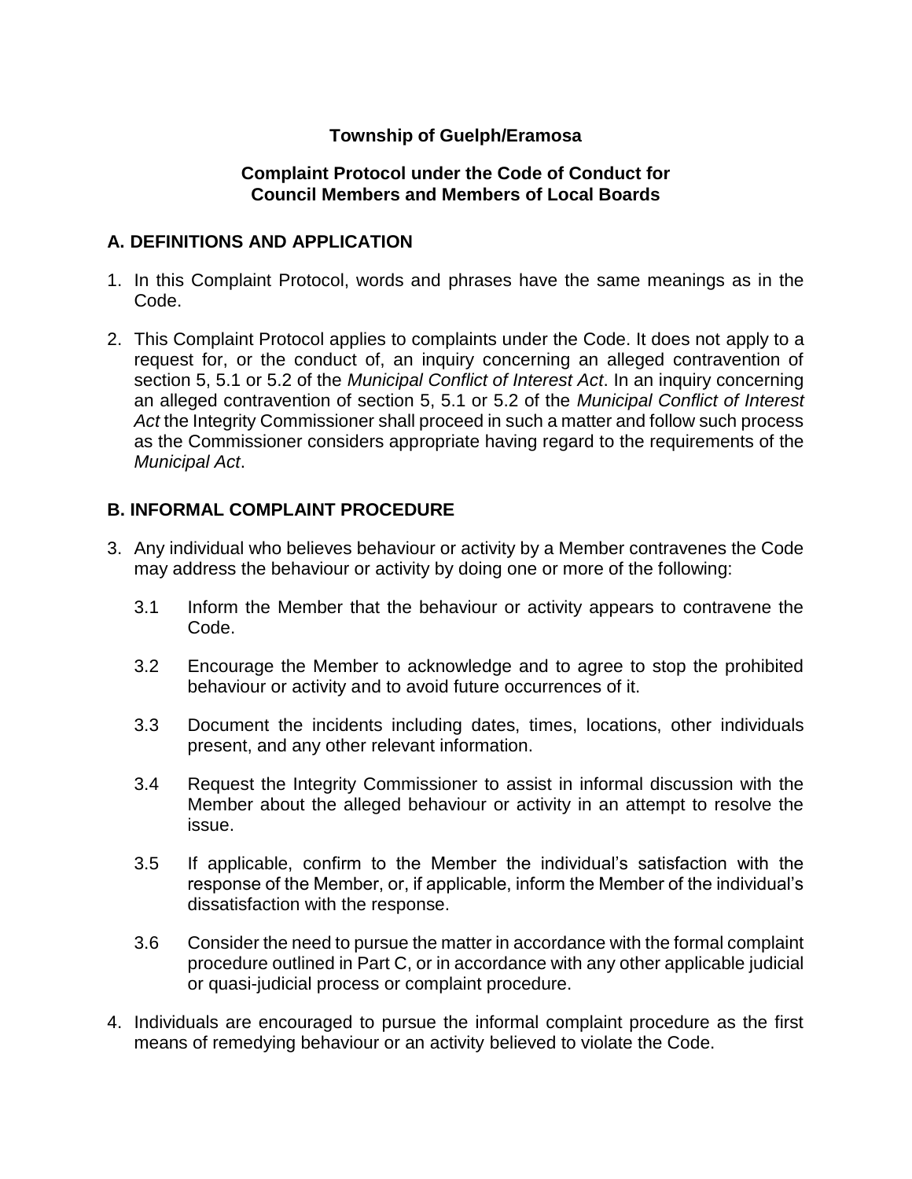**Township of Guelph/Eramosa**

**Complaint Protocol under the Code of Conduct for Council Members and Members of Local Boards**

## A. DEFINITIONS AND APPLICATION

1. In this Complaint Protocol, words and phrases have the same meanings as in the Code.

2. This Complaint Protocol applies to complaints under the Code. It does not apply to a request for, or the conduct of, an inquiry concerning an alleged contravention of section 5, 5.1 or 5.2 of the *Municipal Conflict of Interest Act*. In an inquiry concerning an alleged contravention of section 5, 5.1 or 5.2 of the *Municipal Conflict of Interest Act* the Integrity Commissioner shall proceed in such a matter and follow such process as the Commissioner considers appropriate having regard to the requirements of the *Municipal Act*.

## B. INFORMAL COMPLAINT PROCEDURE

3. Any individual who believes behaviour or activity by a Member contravenes the Code may address the behaviour or activity by doing one or more of the following:

   3.1 Inform the Member that the behaviour or activity appears to contravene the Code.

   3.2 Encourage the Member to acknowledge and to agree to stop the prohibited behaviour or activity and to avoid future occurrences of it.

   3.3 Document the incidents including dates, times, locations, other individuals present, and any other relevant information.

   3.4 Request the Integrity Commissioner to assist in informal discussion with the Member about the alleged behaviour or activity in an attempt to resolve the issue.

   3.5 If applicable, confirm to the Member the individual's satisfaction with the response of the Member, or, if applicable, inform the Member of the individual's dissatisfaction with the response.

   3.6 Consider the need to pursue the matter in accordance with the formal complaint procedure outlined in Part C, or in accordance with any other applicable judicial or quasi-judicial process or complaint procedure.

4. Individuals are encouraged to pursue the informal complaint procedure as the first means of remedying behaviour or an activity believed to violate the Code.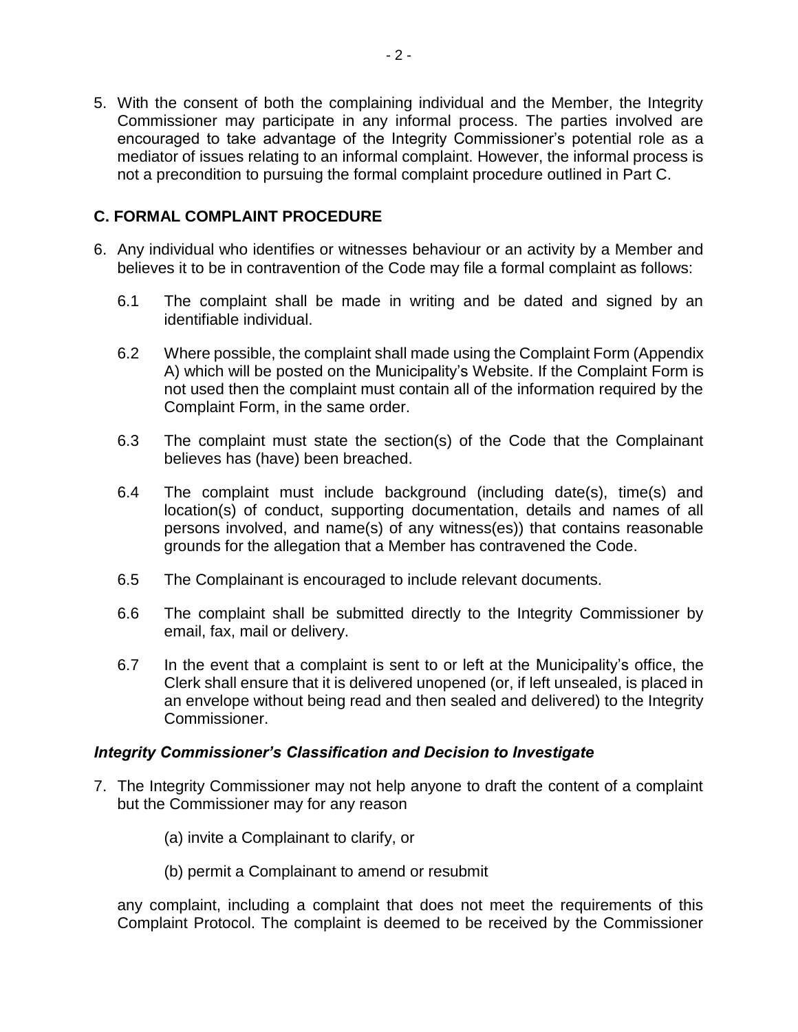5. With the consent of both the complaining individual and the Member, the Integrity Commissioner may participate in any informal process. The parties involved are encouraged to take advantage of the Integrity Commissioner's potential role as a mediator of issues relating to an informal complaint. However, the informal process is not a precondition to pursuing the formal complaint procedure outlined in Part C.

## C. FORMAL COMPLAINT PROCEDURE

6. Any individual who identifies or witnesses behaviour or an activity by a Member and believes it to be in contravention of the Code may file a formal complaint as follows:

   6.1 The complaint shall be made in writing and be dated and signed by an identifiable individual.

   6.2 Where possible, the complaint shall made using the Complaint Form (Appendix A) which will be posted on the Municipality's Website. If the Complaint Form is not used then the complaint must contain all of the information required by the Complaint Form, in the same order.

   6.3 The complaint must state the section(s) of the Code that the Complainant believes has (have) been breached.

   6.4 The complaint must include background (including date(s), time(s) and location(s) of conduct, supporting documentation, details and names of all persons involved, and name(s) of any witness(es)) that contains reasonable grounds for the allegation that a Member has contravened the Code.

   6.5 The Complainant is encouraged to include relevant documents.

   6.6 The complaint shall be submitted directly to the Integrity Commissioner by email, fax, mail or delivery.

   6.7 In the event that a complaint is sent to or left at the Municipality's office, the Clerk shall ensure that it is delivered unopened (or, if left unsealed, is placed in an envelope without being read and then sealed and delivered) to the Integrity Commissioner.

### *Integrity Commissioner's Classification and Decision to Investigate*

7. The Integrity Commissioner may not help anyone to draft the content of a complaint but the Commissioner may for any reason

   (a) invite a Complainant to clarify, or

   (b) permit a Complainant to amend or resubmit

   any complaint, including a complaint that does not meet the requirements of this Complaint Protocol. The complaint is deemed to be received by the Commissioner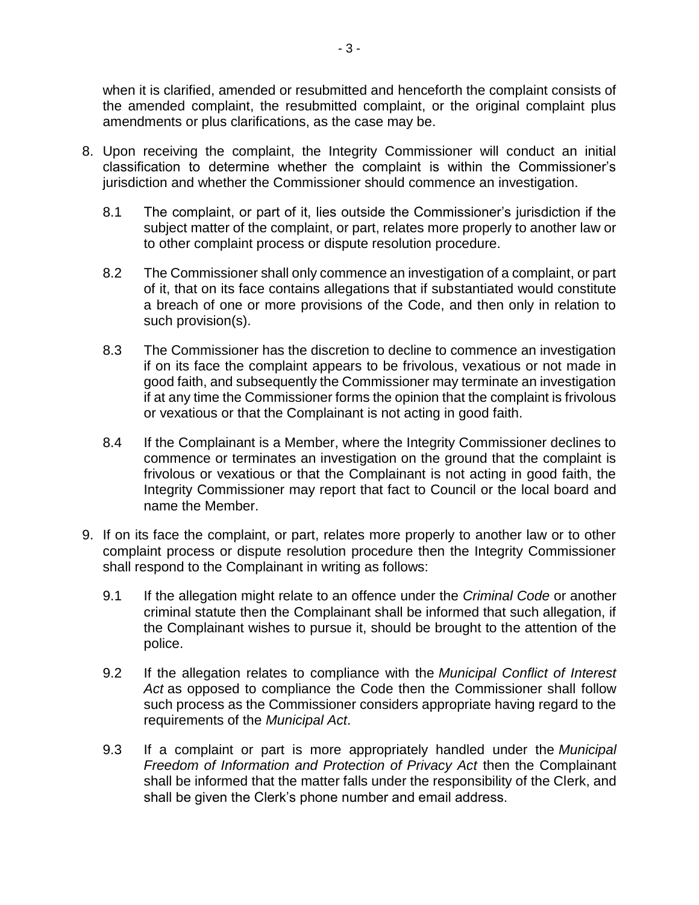when it is clarified, amended or resubmitted and henceforth the complaint consists of the amended complaint, the resubmitted complaint, or the original complaint plus amendments or plus clarifications, as the case may be.

8. Upon receiving the complaint, the Integrity Commissioner will conduct an initial classification to determine whether the complaint is within the Commissioner's jurisdiction and whether the Commissioner should commence an investigation.

   8.1 The complaint, or part of it, lies outside the Commissioner's jurisdiction if the subject matter of the complaint, or part, relates more properly to another law or to other complaint process or dispute resolution procedure.

   8.2 The Commissioner shall only commence an investigation of a complaint, or part of it, that on its face contains allegations that if substantiated would constitute a breach of one or more provisions of the Code, and then only in relation to such provision(s).

   8.3 The Commissioner has the discretion to decline to commence an investigation if on its face the complaint appears to be frivolous, vexatious or not made in good faith, and subsequently the Commissioner may terminate an investigation if at any time the Commissioner forms the opinion that the complaint is frivolous or vexatious or that the Complainant is not acting in good faith.

   8.4 If the Complainant is a Member, where the Integrity Commissioner declines to commence or terminates an investigation on the ground that the complaint is frivolous or vexatious or that the Complainant is not acting in good faith, the Integrity Commissioner may report that fact to Council or the local board and name the Member.

9. If on its face the complaint, or part, relates more properly to another law or to other complaint process or dispute resolution procedure then the Integrity Commissioner shall respond to the Complainant in writing as follows:

   9.1 If the allegation might relate to an offence under the *Criminal Code* or another criminal statute then the Complainant shall be informed that such allegation, if the Complainant wishes to pursue it, should be brought to the attention of the police.

   9.2 If the allegation relates to compliance with the *Municipal Conflict of Interest Act* as opposed to compliance the Code then the Commissioner shall follow such process as the Commissioner considers appropriate having regard to the requirements of the *Municipal Act*.

   9.3 If a complaint or part is more appropriately handled under the *Municipal Freedom of Information and Protection of Privacy Act* then the Complainant shall be informed that the matter falls under the responsibility of the Clerk, and shall be given the Clerk's phone number and email address.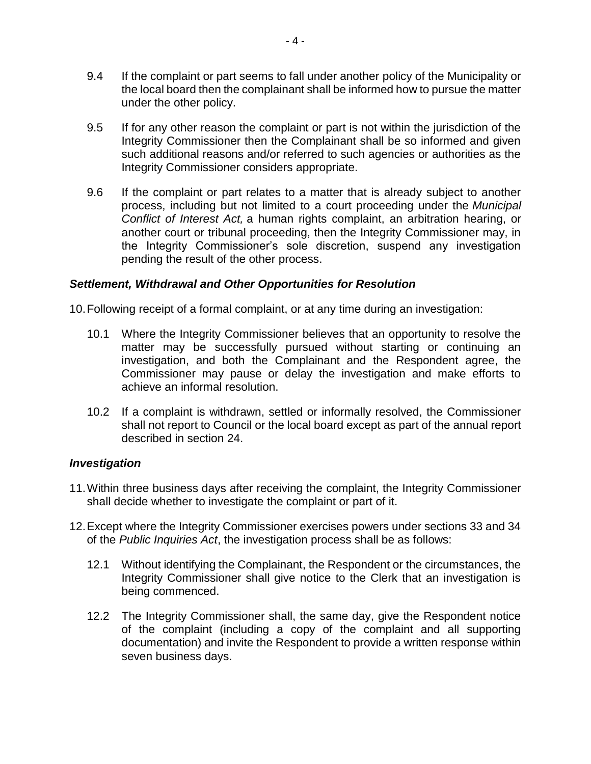9.4 If the complaint or part seems to fall under another policy of the Municipality or the local board then the complainant shall be informed how to pursue the matter under the other policy.

9.5 If for any other reason the complaint or part is not within the jurisdiction of the Integrity Commissioner then the Complainant shall be so informed and given such additional reasons and/or referred to such agencies or authorities as the Integrity Commissioner considers appropriate.

9.6 If the complaint or part relates to a matter that is already subject to another process, including but not limited to a court proceeding under the *Municipal Conflict of Interest Act,* a human rights complaint, an arbitration hearing, or another court or tribunal proceeding, then the Integrity Commissioner may, in the Integrity Commissioner's sole discretion, suspend any investigation pending the result of the other process.

### *Settlement, Withdrawal and Other Opportunities for Resolution*

10. Following receipt of a formal complaint, or at any time during an investigation:

10.1 Where the Integrity Commissioner believes that an opportunity to resolve the matter may be successfully pursued without starting or continuing an investigation, and both the Complainant and the Respondent agree, the Commissioner may pause or delay the investigation and make efforts to achieve an informal resolution.

10.2 If a complaint is withdrawn, settled or informally resolved, the Commissioner shall not report to Council or the local board except as part of the annual report described in section 24.

### *Investigation*

11. Within three business days after receiving the complaint, the Integrity Commissioner shall decide whether to investigate the complaint or part of it.

12. Except where the Integrity Commissioner exercises powers under sections 33 and 34 of the *Public Inquiries Act*, the investigation process shall be as follows:

12.1 Without identifying the Complainant, the Respondent or the circumstances, the Integrity Commissioner shall give notice to the Clerk that an investigation is being commenced.

12.2 The Integrity Commissioner shall, the same day, give the Respondent notice of the complaint (including a copy of the complaint and all supporting documentation) and invite the Respondent to provide a written response within seven business days.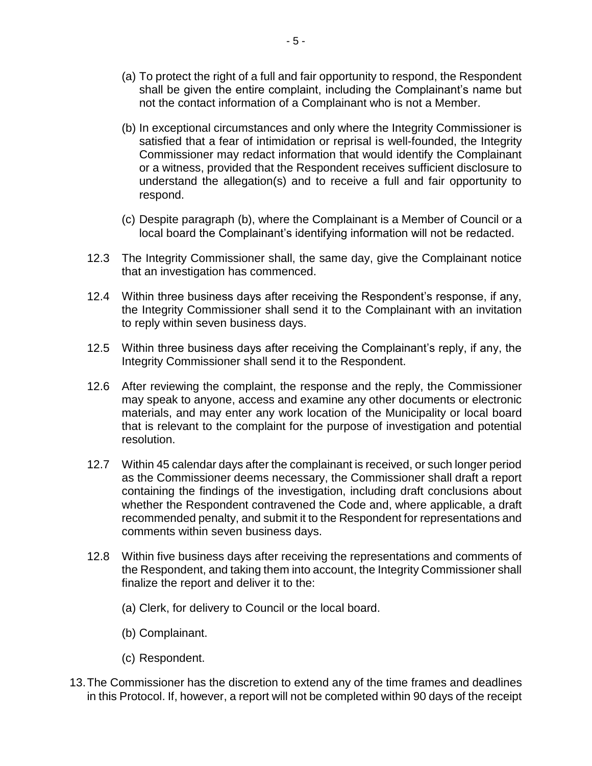(a) To protect the right of a full and fair opportunity to respond, the Respondent shall be given the entire complaint, including the Complainant's name but not the contact information of a Complainant who is not a Member.

(b) In exceptional circumstances and only where the Integrity Commissioner is satisfied that a fear of intimidation or reprisal is well-founded, the Integrity Commissioner may redact information that would identify the Complainant or a witness, provided that the Respondent receives sufficient disclosure to understand the allegation(s) and to receive a full and fair opportunity to respond.

(c) Despite paragraph (b), where the Complainant is a Member of Council or a local board the Complainant's identifying information will not be redacted.

12.3 The Integrity Commissioner shall, the same day, give the Complainant notice that an investigation has commenced.

12.4 Within three business days after receiving the Respondent's response, if any, the Integrity Commissioner shall send it to the Complainant with an invitation to reply within seven business days.

12.5 Within three business days after receiving the Complainant's reply, if any, the Integrity Commissioner shall send it to the Respondent.

12.6 After reviewing the complaint, the response and the reply, the Commissioner may speak to anyone, access and examine any other documents or electronic materials, and may enter any work location of the Municipality or local board that is relevant to the complaint for the purpose of investigation and potential resolution.

12.7 Within 45 calendar days after the complainant is received, or such longer period as the Commissioner deems necessary, the Commissioner shall draft a report containing the findings of the investigation, including draft conclusions about whether the Respondent contravened the Code and, where applicable, a draft recommended penalty, and submit it to the Respondent for representations and comments within seven business days.

12.8 Within five business days after receiving the representations and comments of the Respondent, and taking them into account, the Integrity Commissioner shall finalize the report and deliver it to the:

(a) Clerk, for delivery to Council or the local board.

(b) Complainant.

(c) Respondent.

13. The Commissioner has the discretion to extend any of the time frames and deadlines in this Protocol. If, however, a report will not be completed within 90 days of the receipt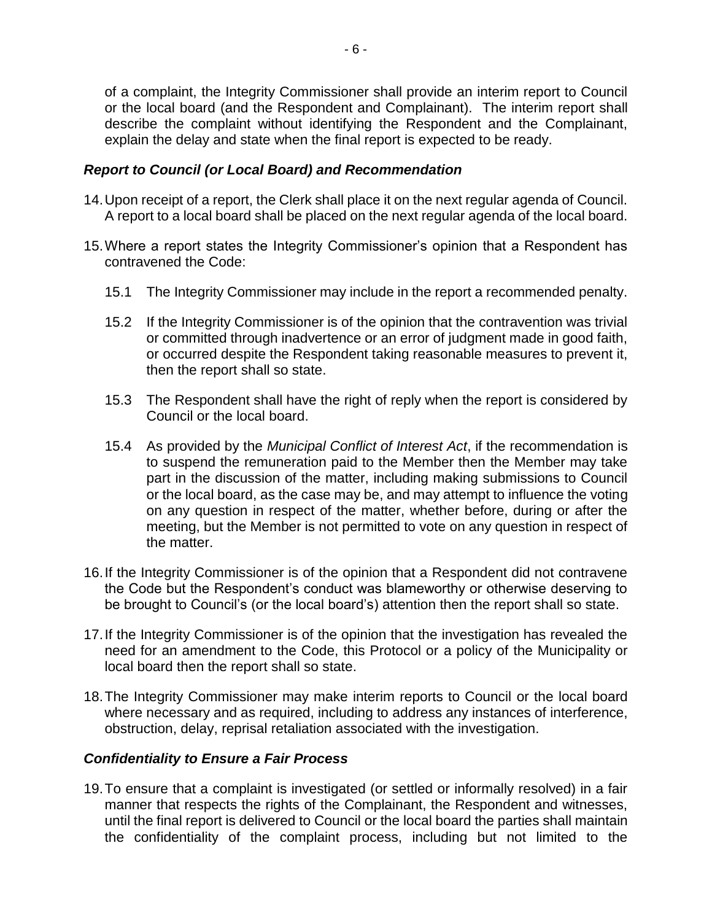of a complaint, the Integrity Commissioner shall provide an interim report to Council or the local board (and the Respondent and Complainant). The interim report shall describe the complaint without identifying the Respondent and the Complainant, explain the delay and state when the final report is expected to be ready.

### *Report to Council (or Local Board) and Recommendation*

14. Upon receipt of a report, the Clerk shall place it on the next regular agenda of Council. A report to a local board shall be placed on the next regular agenda of the local board.

15. Where a report states the Integrity Commissioner's opinion that a Respondent has contravened the Code:

    15.1 The Integrity Commissioner may include in the report a recommended penalty.

    15.2 If the Integrity Commissioner is of the opinion that the contravention was trivial or committed through inadvertence or an error of judgment made in good faith, or occurred despite the Respondent taking reasonable measures to prevent it, then the report shall so state.

    15.3 The Respondent shall have the right of reply when the report is considered by Council or the local board.

    15.4 As provided by the *Municipal Conflict of Interest Act*, if the recommendation is to suspend the remuneration paid to the Member then the Member may take part in the discussion of the matter, including making submissions to Council or the local board, as the case may be, and may attempt to influence the voting on any question in respect of the matter, whether before, during or after the meeting, but the Member is not permitted to vote on any question in respect of the matter.

16. If the Integrity Commissioner is of the opinion that a Respondent did not contravene the Code but the Respondent's conduct was blameworthy or otherwise deserving to be brought to Council's (or the local board's) attention then the report shall so state.

17. If the Integrity Commissioner is of the opinion that the investigation has revealed the need for an amendment to the Code, this Protocol or a policy of the Municipality or local board then the report shall so state.

18. The Integrity Commissioner may make interim reports to Council or the local board where necessary and as required, including to address any instances of interference, obstruction, delay, reprisal retaliation associated with the investigation.

### *Confidentiality to Ensure a Fair Process*

19. To ensure that a complaint is investigated (or settled or informally resolved) in a fair manner that respects the rights of the Complainant, the Respondent and witnesses, until the final report is delivered to Council or the local board the parties shall maintain the confidentiality of the complaint process, including but not limited to the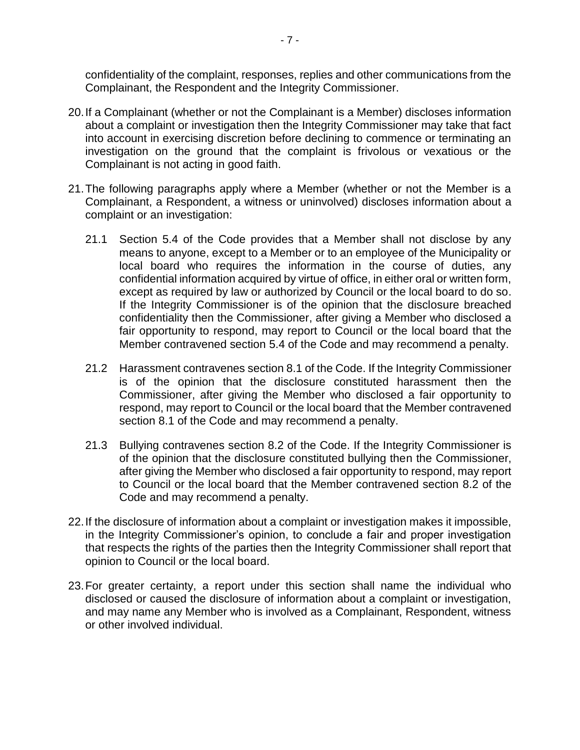confidentiality of the complaint, responses, replies and other communications from the Complainant, the Respondent and the Integrity Commissioner.

20. If a Complainant (whether or not the Complainant is a Member) discloses information about a complaint or investigation then the Integrity Commissioner may take that fact into account in exercising discretion before declining to commence or terminating an investigation on the ground that the complaint is frivolous or vexatious or the Complainant is not acting in good faith.

21. The following paragraphs apply where a Member (whether or not the Member is a Complainant, a Respondent, a witness or uninvolved) discloses information about a complaint or an investigation:

    21.1 Section 5.4 of the Code provides that a Member shall not disclose by any means to anyone, except to a Member or to an employee of the Municipality or local board who requires the information in the course of duties, any confidential information acquired by virtue of office, in either oral or written form, except as required by law or authorized by Council or the local board to do so. If the Integrity Commissioner is of the opinion that the disclosure breached confidentiality then the Commissioner, after giving a Member who disclosed a fair opportunity to respond, may report to Council or the local board that the Member contravened section 5.4 of the Code and may recommend a penalty.

    21.2 Harassment contravenes section 8.1 of the Code. If the Integrity Commissioner is of the opinion that the disclosure constituted harassment then the Commissioner, after giving the Member who disclosed a fair opportunity to respond, may report to Council or the local board that the Member contravened section 8.1 of the Code and may recommend a penalty.

    21.3 Bullying contravenes section 8.2 of the Code. If the Integrity Commissioner is of the opinion that the disclosure constituted bullying then the Commissioner, after giving the Member who disclosed a fair opportunity to respond, may report to Council or the local board that the Member contravened section 8.2 of the Code and may recommend a penalty.

22. If the disclosure of information about a complaint or investigation makes it impossible, in the Integrity Commissioner's opinion, to conclude a fair and proper investigation that respects the rights of the parties then the Integrity Commissioner shall report that opinion to Council or the local board.

23. For greater certainty, a report under this section shall name the individual who disclosed or caused the disclosure of information about a complaint or investigation, and may name any Member who is involved as a Complainant, Respondent, witness or other involved individual.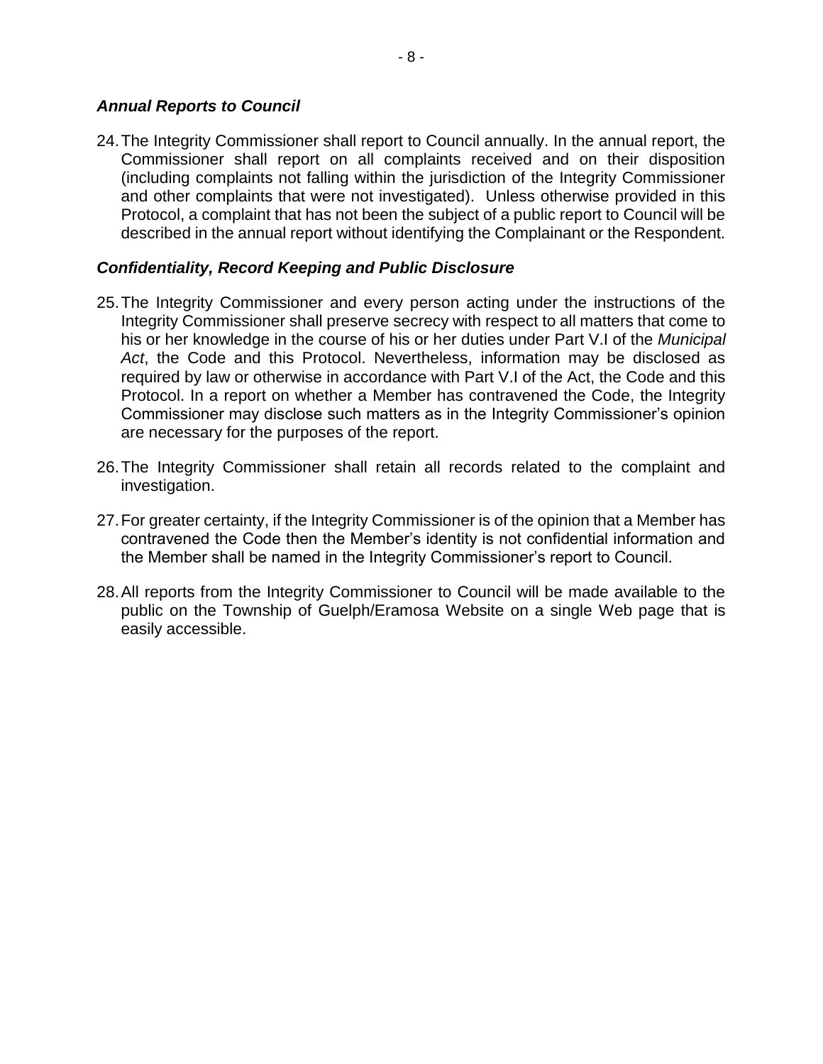### ***Annual Reports to Council***

24. The Integrity Commissioner shall report to Council annually. In the annual report, the Commissioner shall report on all complaints received and on their disposition (including complaints not falling within the jurisdiction of the Integrity Commissioner and other complaints that were not investigated). Unless otherwise provided in this Protocol, a complaint that has not been the subject of a public report to Council will be described in the annual report without identifying the Complainant or the Respondent.

### ***Confidentiality, Record Keeping and Public Disclosure***

25. The Integrity Commissioner and every person acting under the instructions of the Integrity Commissioner shall preserve secrecy with respect to all matters that come to his or her knowledge in the course of his or her duties under Part V.I of the *Municipal Act*, the Code and this Protocol. Nevertheless, information may be disclosed as required by law or otherwise in accordance with Part V.I of the Act, the Code and this Protocol. In a report on whether a Member has contravened the Code, the Integrity Commissioner may disclose such matters as in the Integrity Commissioner's opinion are necessary for the purposes of the report.

26. The Integrity Commissioner shall retain all records related to the complaint and investigation.

27. For greater certainty, if the Integrity Commissioner is of the opinion that a Member has contravened the Code then the Member's identity is not confidential information and the Member shall be named in the Integrity Commissioner's report to Council.

28. All reports from the Integrity Commissioner to Council will be made available to the public on the Township of Guelph/Eramosa Website on a single Web page that is easily accessible.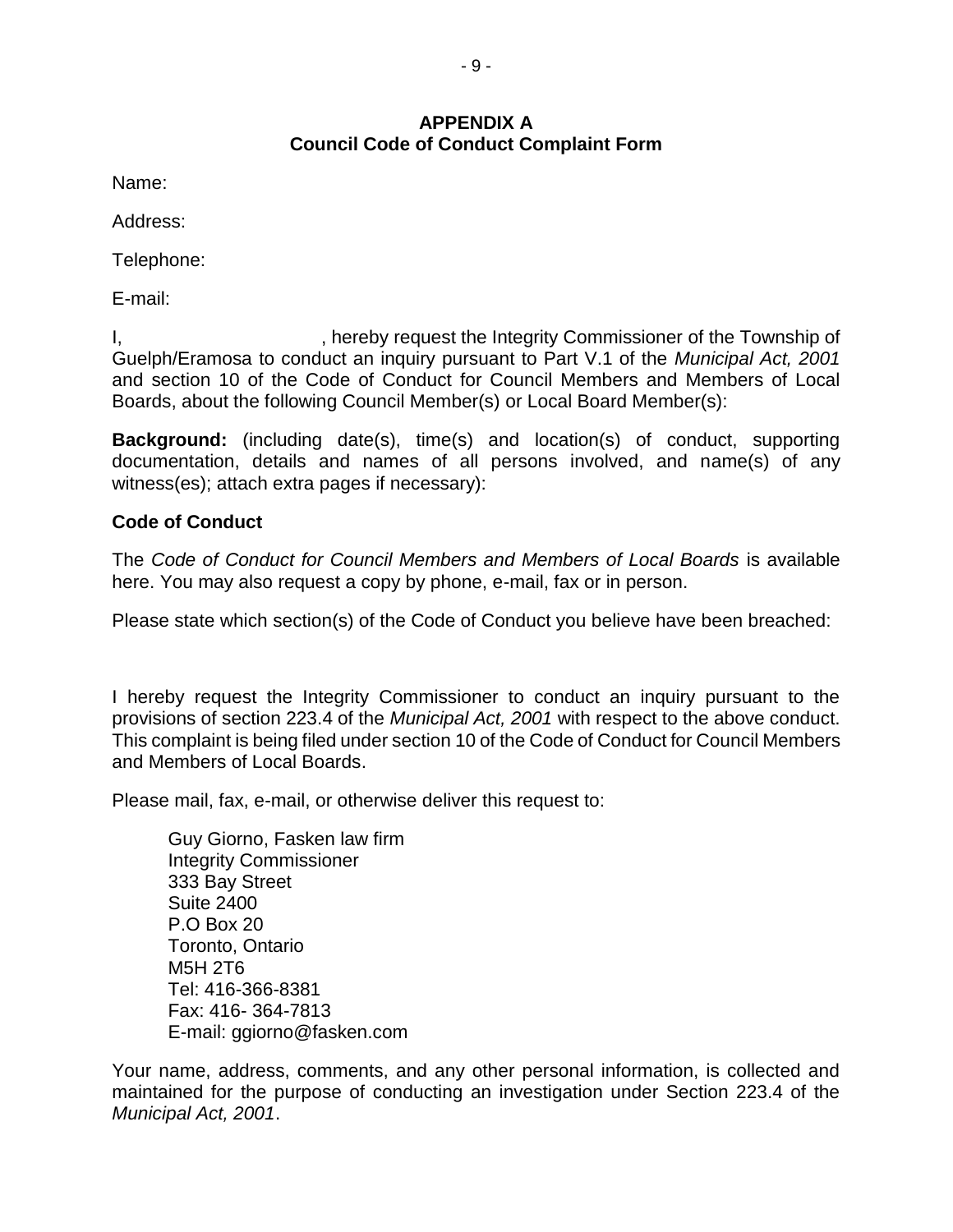**APPENDIX A**
**Council Code of Conduct Complaint Form**

Name:

Address:

Telephone:

E-mail:

I, , hereby request the Integrity Commissioner of the Township of Guelph/Eramosa to conduct an inquiry pursuant to Part V.1 of the *Municipal Act, 2001* and section 10 of the Code of Conduct for Council Members and Members of Local Boards, about the following Council Member(s) or Local Board Member(s):

**Background:** (including date(s), time(s) and location(s) of conduct, supporting documentation, details and names of all persons involved, and name(s) of any witness(es); attach extra pages if necessary):

**Code of Conduct**

The *Code of Conduct for Council Members and Members of Local Boards* is available here. You may also request a copy by phone, e-mail, fax or in person.

Please state which section(s) of the Code of Conduct you believe have been breached:

I hereby request the Integrity Commissioner to conduct an inquiry pursuant to the provisions of section 223.4 of the *Municipal Act, 2001* with respect to the above conduct. This complaint is being filed under section 10 of the Code of Conduct for Council Members and Members of Local Boards.

Please mail, fax, e-mail, or otherwise deliver this request to:

Guy Giorno, Fasken law firm
Integrity Commissioner
333 Bay Street
Suite 2400
P.O Box 20
Toronto, Ontario
M5H 2T6
Tel: 416-366-8381
Fax: 416- 364-7813
E-mail: ggiorno@fasken.com

Your name, address, comments, and any other personal information, is collected and maintained for the purpose of conducting an investigation under Section 223.4 of the *Municipal Act, 2001*.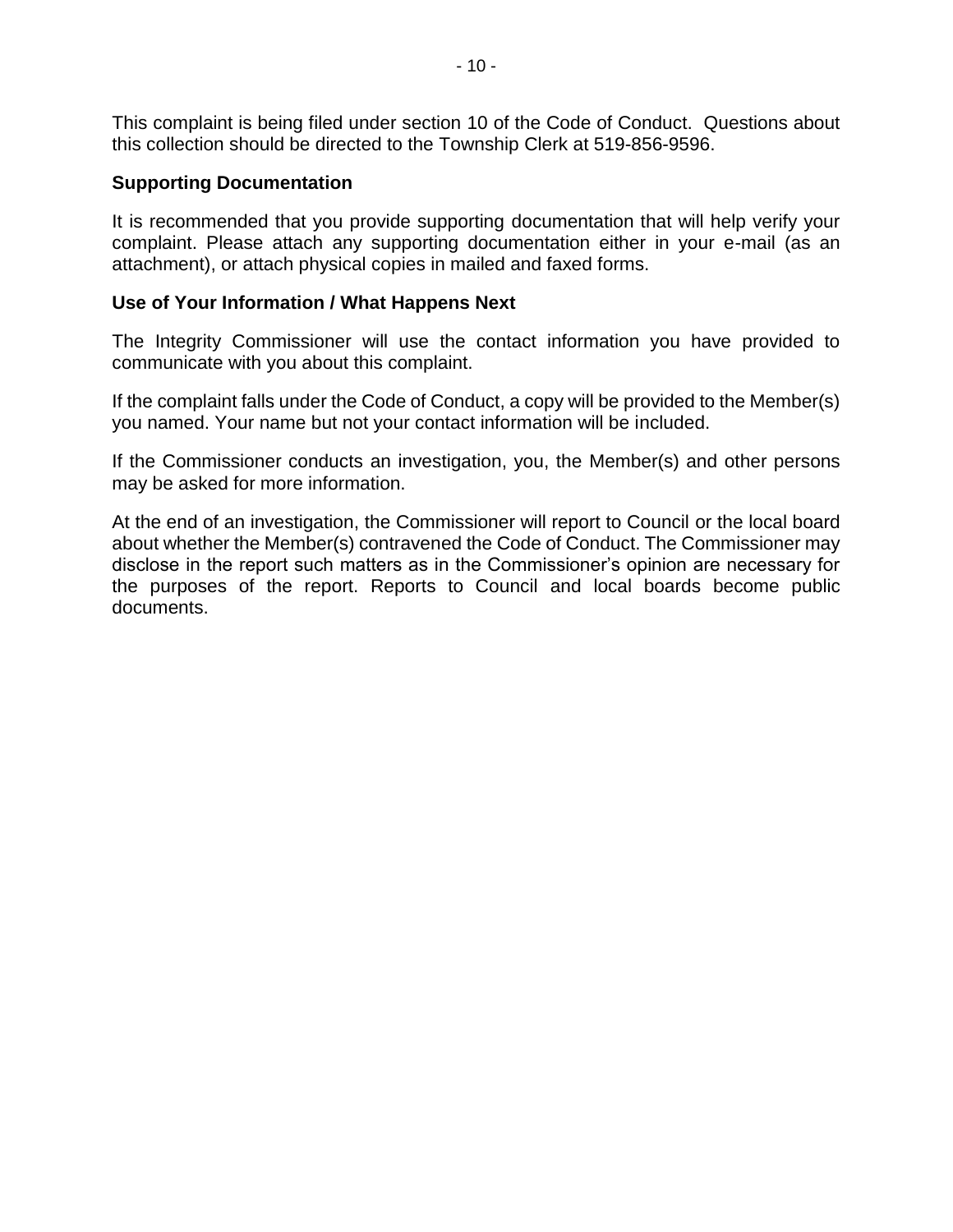This complaint is being filed under section 10 of the Code of Conduct. Questions about this collection should be directed to the Township Clerk at 519-856-9596.

**Supporting Documentation**

It is recommended that you provide supporting documentation that will help verify your complaint. Please attach any supporting documentation either in your e-mail (as an attachment), or attach physical copies in mailed and faxed forms.

**Use of Your Information / What Happens Next**

The Integrity Commissioner will use the contact information you have provided to communicate with you about this complaint.

If the complaint falls under the Code of Conduct, a copy will be provided to the Member(s) you named. Your name but not your contact information will be included.

If the Commissioner conducts an investigation, you, the Member(s) and other persons may be asked for more information.

At the end of an investigation, the Commissioner will report to Council or the local board about whether the Member(s) contravened the Code of Conduct. The Commissioner may disclose in the report such matters as in the Commissioner's opinion are necessary for the purposes of the report. Reports to Council and local boards become public documents.